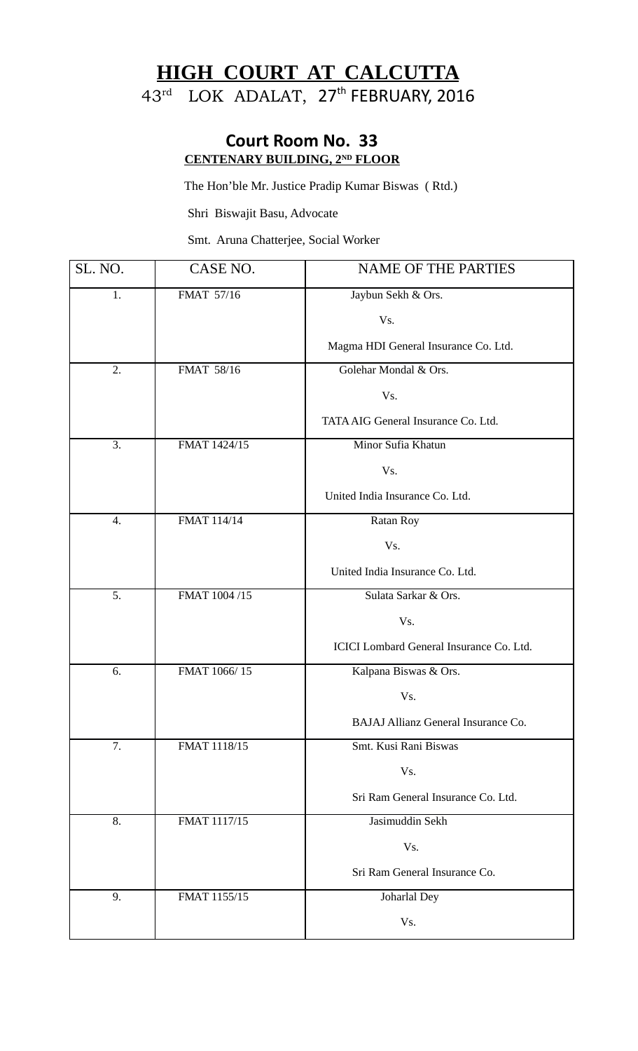# HIGH COURT AT CALCUTTA

## 43rd LOK ADALAT, 27th FEBRUARY, 2016

### Court Room No. 33

**CENTENARY BUILDING, 2ND FLOOR**

The Hon'ble Mr. Justice Pradip Kumar Biswas ( Rtd.)

Shri Biswajit Basu, Advocate

Smt. Aruna Chatterjee, Social Worker

| SL. NO. | CASE NO. | NAME OF THE PARTIES |
|---|---|---|
| 1. | FMAT 57/16 | Jaybun Sekh & Ors.<br>Vs.<br>Magma HDI General Insurance Co. Ltd. |
| 2. | FMAT 58/16 | Golehar Mondal & Ors.<br>Vs.<br>TATA AIG General Insurance Co. Ltd. |
| 3. | FMAT 1424/15 | Minor Sufia Khatun<br>Vs.<br>United India Insurance Co. Ltd. |
| 4. | FMAT 114/14 | Ratan Roy<br>Vs.<br>United India Insurance Co. Ltd. |
| 5. | FMAT 1004 /15 | Sulata Sarkar & Ors.<br>Vs.<br>ICICI Lombard General Insurance Co. Ltd. |
| 6. | FMAT 1066/ 15 | Kalpana Biswas & Ors.<br>Vs.<br>BAJAJ Allianz General Insurance Co. |
| 7. | FMAT 1118/15 | Smt. Kusi Rani Biswas<br>Vs.<br>Sri Ram General Insurance Co. Ltd. |
| 8. | FMAT 1117/15 | Jasimuddin Sekh<br>Vs.<br>Sri Ram General Insurance Co. |
| 9. | FMAT 1155/15 | Joharlal Dey<br>Vs. |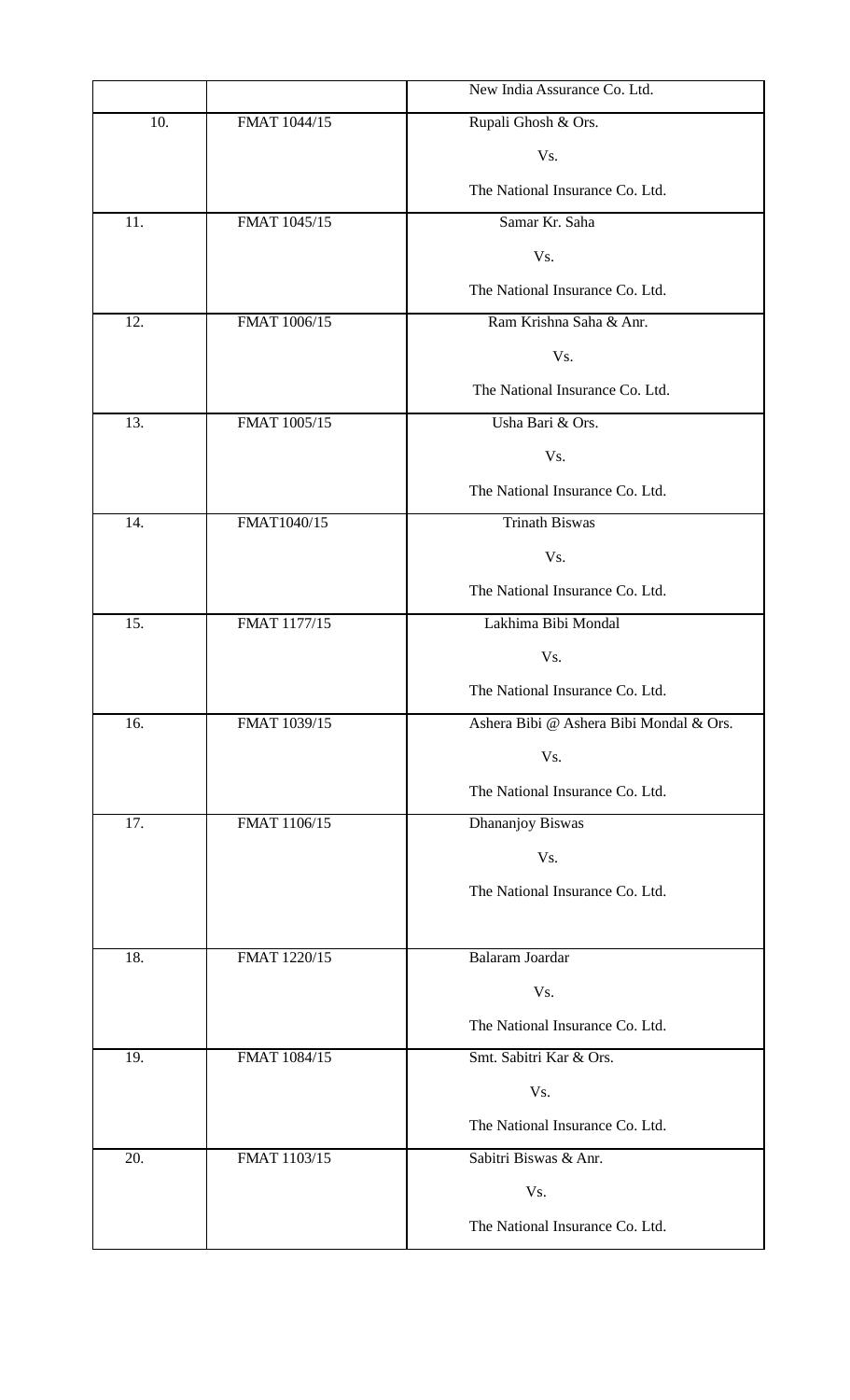| | | |
|---|---|---|
| | | New India Assurance Co. Ltd. |
| 10. | FMAT 1044/15 | Rupali Ghosh & Ors.<br>Vs.<br>The National Insurance Co. Ltd. |
| 11. | FMAT 1045/15 | Samar Kr. Saha<br>Vs.<br>The National Insurance Co. Ltd. |
| 12. | FMAT 1006/15 | Ram Krishna Saha & Anr.<br>Vs.<br>The National Insurance Co. Ltd. |
| 13. | FMAT 1005/15 | Usha Bari & Ors.<br>Vs.<br>The National Insurance Co. Ltd. |
| 14. | FMAT1040/15 | Trinath Biswas<br>Vs.<br>The National Insurance Co. Ltd. |
| 15. | FMAT 1177/15 | Lakhima Bibi Mondal<br>Vs.<br>The National Insurance Co. Ltd. |
| 16. | FMAT 1039/15 | Ashera Bibi @ Ashera Bibi Mondal & Ors.<br>Vs.<br>The National Insurance Co. Ltd. |
| 17. | FMAT 1106/15 | Dhananjoy Biswas<br>Vs.<br>The National Insurance Co. Ltd. |
| 18. | FMAT 1220/15 | Balaram Joardar<br>Vs.<br>The National Insurance Co. Ltd. |
| 19. | FMAT 1084/15 | Smt. Sabitri Kar & Ors.<br>Vs.<br>The National Insurance Co. Ltd. |
| 20. | FMAT 1103/15 | Sabitri Biswas & Anr.<br>Vs.<br>The National Insurance Co. Ltd. |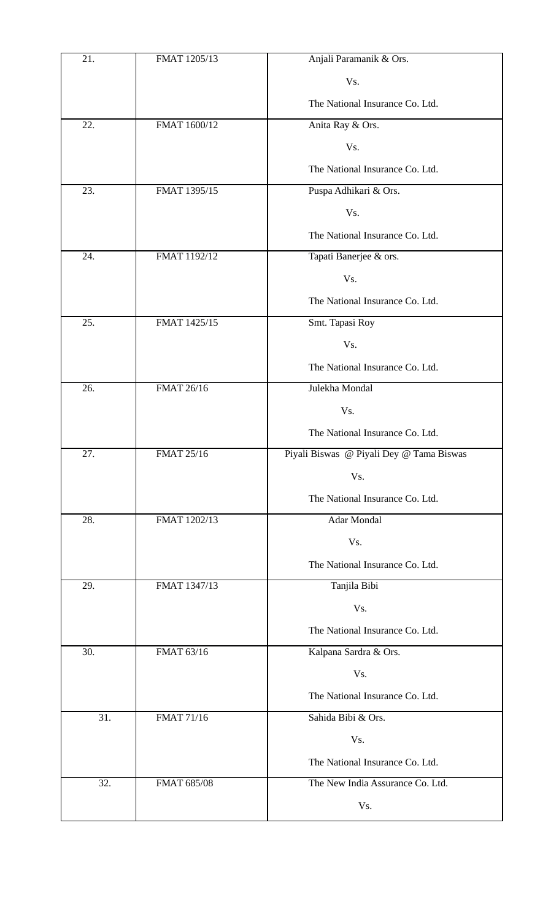| | | |
|---|---|---|
| 21. | FMAT 1205/13 | Anjali Paramanik & Ors.<br><br>Vs.<br><br>The National Insurance Co. Ltd. |
| 22. | FMAT 1600/12 | Anita Ray & Ors.<br><br>Vs.<br><br>The National Insurance Co. Ltd. |
| 23. | FMAT 1395/15 | Puspa Adhikari & Ors.<br><br>Vs.<br><br>The National Insurance Co. Ltd. |
| 24. | FMAT 1192/12 | Tapati Banerjee & ors.<br><br>Vs.<br><br>The National Insurance Co. Ltd. |
| 25. | FMAT 1425/15 | Smt. Tapasi Roy<br><br>Vs.<br><br>The National Insurance Co. Ltd. |
| 26. | FMAT 26/16 | Julekha Mondal<br><br>Vs.<br><br>The National Insurance Co. Ltd. |
| 27. | FMAT 25/16 | Piyali Biswas @ Piyali Dey @ Tama Biswas<br><br>Vs.<br><br>The National Insurance Co. Ltd. |
| 28. | FMAT 1202/13 | Adar Mondal<br><br>Vs.<br><br>The National Insurance Co. Ltd. |
| 29. | FMAT 1347/13 | Tanjila Bibi<br><br>Vs.<br><br>The National Insurance Co. Ltd. |
| 30. | FMAT 63/16 | Kalpana Sardra & Ors.<br><br>Vs.<br><br>The National Insurance Co. Ltd. |
| 31. | FMAT 71/16 | Sahida Bibi & Ors.<br><br>Vs.<br><br>The National Insurance Co. Ltd. |
| 32. | FMAT 685/08 | The New India Assurance Co. Ltd.<br><br>Vs. |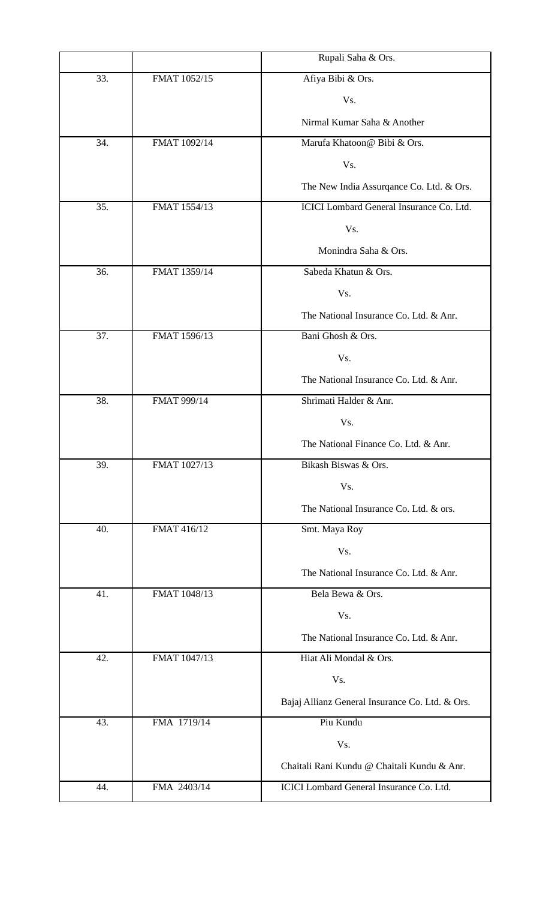| | | |
|---|---|---|
| | | Rupali Saha & Ors. |
| 33. | FMAT 1052/15 | Afiya Bibi & Ors. |
| | | Vs. |
| | | Nirmal Kumar Saha & Another |
| 34. | FMAT 1092/14 | Marufa Khatoon@ Bibi & Ors. |
| | | Vs. |
| | | The New India Assurqance Co. Ltd. & Ors. |
| 35. | FMAT 1554/13 | ICICI Lombard General Insurance Co. Ltd. |
| | | Vs. |
| | | Monindra Saha & Ors. |
| 36. | FMAT 1359/14 | Sabeda Khatun & Ors. |
| | | Vs. |
| | | The National Insurance Co. Ltd. & Anr. |
| 37. | FMAT 1596/13 | Bani Ghosh & Ors. |
| | | Vs. |
| | | The National Insurance Co. Ltd. & Anr. |
| 38. | FMAT 999/14 | Shrimati Halder & Anr. |
| | | Vs. |
| | | The National Finance Co. Ltd. & Anr. |
| 39. | FMAT 1027/13 | Bikash Biswas & Ors. |
| | | Vs. |
| | | The National Insurance Co. Ltd. & ors. |
| 40. | FMAT 416/12 | Smt. Maya Roy |
| | | Vs. |
| | | The National Insurance Co. Ltd. & Anr. |
| 41. | FMAT 1048/13 | Bela Bewa & Ors. |
| | | Vs. |
| | | The National Insurance Co. Ltd. & Anr. |
| 42. | FMAT 1047/13 | Hiat Ali Mondal & Ors. |
| | | Vs. |
| | | Bajaj Allianz General Insurance Co. Ltd. & Ors. |
| 43. | FMA 1719/14 | Piu Kundu |
| | | Vs. |
| | | Chaitali Rani Kundu @ Chaitali Kundu & Anr. |
| 44. | FMA 2403/14 | ICICI Lombard General Insurance Co. Ltd. |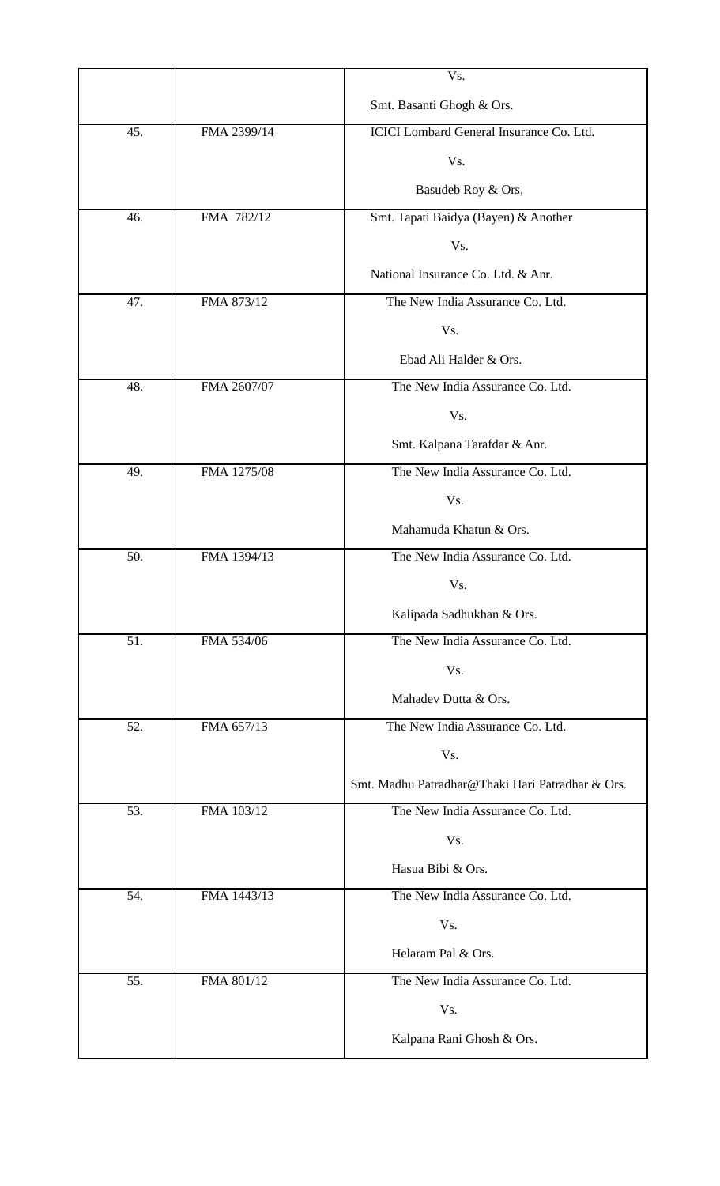| | | |
|---|---|---|
| | | Vs. Smt. Basanti Ghogh & Ors. |
| 45. | FMA 2399/14 | ICICI Lombard General Insurance Co. Ltd. Vs. Basudeb Roy & Ors, |
| 46. | FMA 782/12 | Smt. Tapati Baidya (Bayen) & Another Vs. National Insurance Co. Ltd. & Anr. |
| 47. | FMA 873/12 | The New India Assurance Co. Ltd. Vs. Ebad Ali Halder & Ors. |
| 48. | FMA 2607/07 | The New India Assurance Co. Ltd. Vs. Smt. Kalpana Tarafdar & Anr. |
| 49. | FMA 1275/08 | The New India Assurance Co. Ltd. Vs. Mahamuda Khatun & Ors. |
| 50. | FMA 1394/13 | The New India Assurance Co. Ltd. Vs. Kalipada Sadhukhan & Ors. |
| 51. | FMA 534/06 | The New India Assurance Co. Ltd. Vs. Mahadev Dutta & Ors. |
| 52. | FMA 657/13 | The New India Assurance Co. Ltd. Vs. Smt. Madhu Patradhar@Thaki Hari Patradhar & Ors. |
| 53. | FMA 103/12 | The New India Assurance Co. Ltd. Vs. Hasua Bibi & Ors. |
| 54. | FMA 1443/13 | The New India Assurance Co. Ltd. Vs. Helaram Pal & Ors. |
| 55. | FMA 801/12 | The New India Assurance Co. Ltd. Vs. Kalpana Rani Ghosh & Ors. |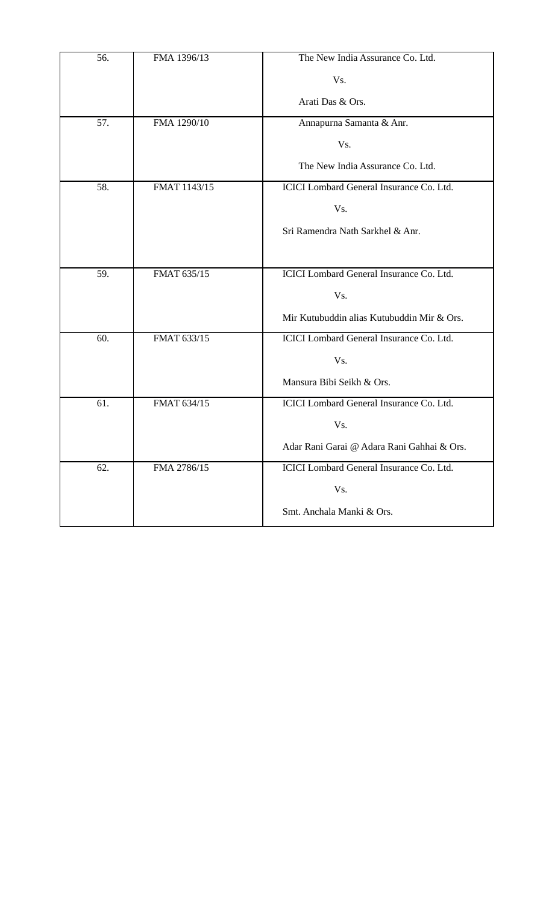| | | |
|---|---|---|
| 56. | FMA 1396/13 | The New India Assurance Co. Ltd.<br><br>Vs.<br><br>Arati Das & Ors. |
| 57. | FMA 1290/10 | Annapurna Samanta & Anr.<br><br>Vs.<br><br>The New India Assurance Co. Ltd. |
| 58. | FMAT 1143/15 | ICICI Lombard General Insurance Co. Ltd.<br><br>Vs.<br><br>Sri Ramendra Nath Sarkhel & Anr. |
| 59. | FMAT 635/15 | ICICI Lombard General Insurance Co. Ltd.<br><br>Vs.<br><br>Mir Kutubuddin alias Kutubuddin Mir & Ors. |
| 60. | FMAT 633/15 | ICICI Lombard General Insurance Co. Ltd.<br><br>Vs.<br><br>Mansura Bibi Seikh & Ors. |
| 61. | FMAT 634/15 | ICICI Lombard General Insurance Co. Ltd.<br><br>Vs.<br><br>Adar Rani Garai @ Adara Rani Gahhai & Ors. |
| 62. | FMA 2786/15 | ICICI Lombard General Insurance Co. Ltd.<br><br>Vs.<br><br>Smt. Anchala Manki & Ors. |